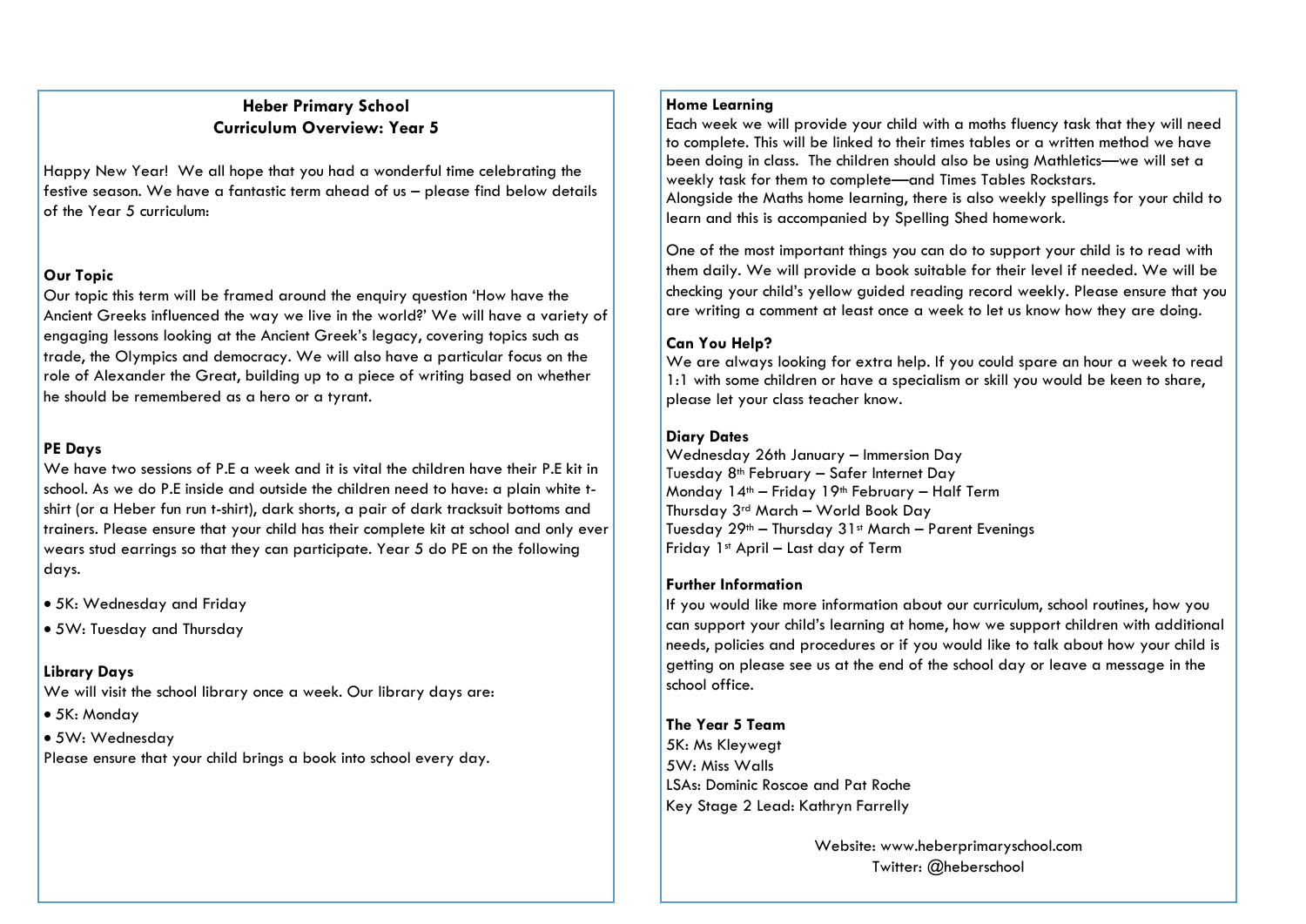# Heber Primary School
## Curriculum Overview: Year 5

Happy New Year! We all hope that you had a wonderful time celebrating the festive season. We have a fantastic term ahead of us – please find below details of the Year 5 curriculum:

**Our Topic**
Our topic this term will be framed around the enquiry question 'How have the Ancient Greeks influenced the way we live in the world?' We will have a variety of engaging lessons looking at the Ancient Greek's legacy, covering topics such as trade, the Olympics and democracy. We will also have a particular focus on the role of Alexander the Great, building up to a piece of writing based on whether he should be remembered as a hero or a tyrant.

**PE Days**
We have two sessions of P.E a week and it is vital the children have their P.E kit in school. As we do P.E inside and outside the children need to have: a plain white t-shirt (or a Heber fun run t-shirt), dark shorts, a pair of dark tracksuit bottoms and trainers. Please ensure that your child has their complete kit at school and only ever wears stud earrings so that they can participate. Year 5 do PE on the following days.

- 5K: Wednesday and Friday
- 5W: Tuesday and Thursday

**Library Days**
We will visit the school library once a week. Our library days are:

- 5K: Monday
- 5W: Wednesday

Please ensure that your child brings a book into school every day.

**Home Learning**
Each week we will provide your child with a moths fluency task that they will need to complete. This will be linked to their times tables or a written method we have been doing in class. The children should also be using Mathletics—we will set a weekly task for them to complete—and Times Tables Rockstars.
Alongside the Maths home learning, there is also weekly spellings for your child to learn and this is accompanied by Spelling Shed homework.

One of the most important things you can do to support your child is to read with them daily. We will provide a book suitable for their level if needed. We will be checking your child's yellow guided reading record weekly. Please ensure that you are writing a comment at least once a week to let us know how they are doing.

**Can You Help?**
We are always looking for extra help. If you could spare an hour a week to read 1:1 with some children or have a specialism or skill you would be keen to share, please let your class teacher know.

**Diary Dates**
Wednesday 26th January – Immersion Day
Tuesday 8th February – Safer Internet Day
Monday 14th – Friday 19th February – Half Term
Thursday 3rd March – World Book Day
Tuesday 29th – Thursday 31st March – Parent Evenings
Friday 1st April – Last day of Term

**Further Information**
If you would like more information about our curriculum, school routines, how you can support your child's learning at home, how we support children with additional needs, policies and procedures or if you would like to talk about how your child is getting on please see us at the end of the school day or leave a message in the school office.

**The Year 5 Team**
5K: Ms Kleywegt
5W: Miss Walls
LSAs: Dominic Roscoe and Pat Roche
Key Stage 2 Lead: Kathryn Farrelly

Website: www.heberprimaryschool.com
Twitter: @heberschool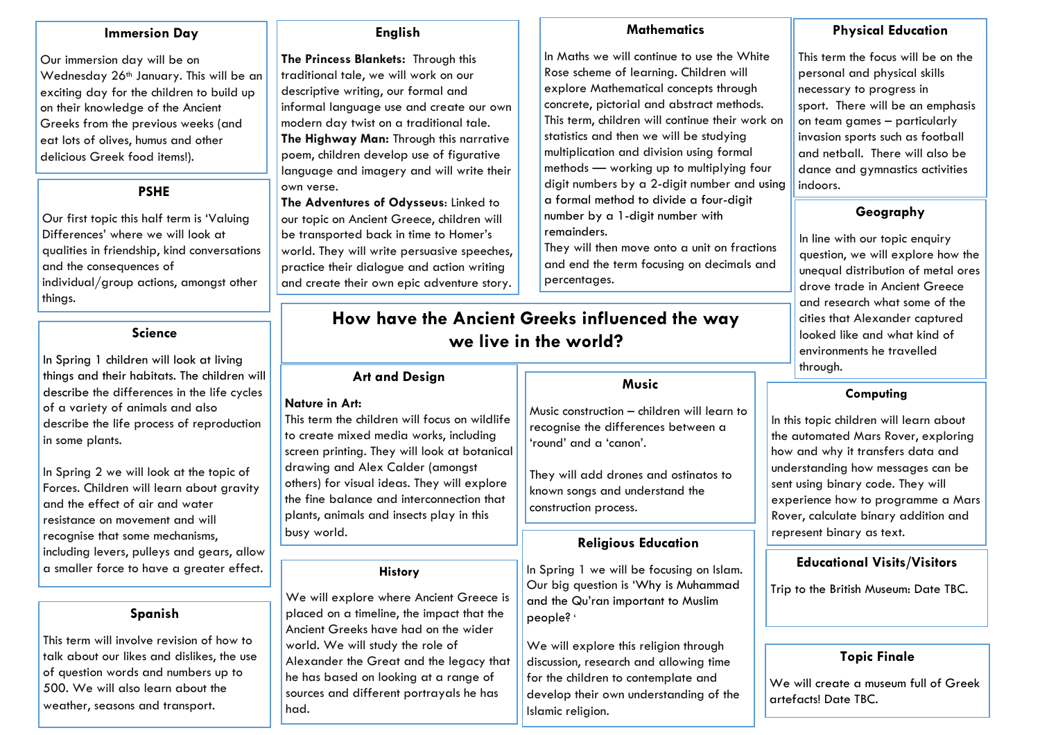# How have the Ancient Greeks influenced the way we live in the world?

## Immersion Day

Our immersion day will be on Wednesday 26th January. This will be an exciting day for the children to build up on their knowledge of the Ancient Greeks from the previous weeks (and eat lots of olives, humus and other delicious Greek food items!).

## PSHE

Our first topic this half term is 'Valuing Differences' where we will look at qualities in friendship, kind conversations and the consequences of individual/group actions, amongst other things.

## Science

In Spring 1 children will look at living things and their habitats. The children will describe the differences in the life cycles of a variety of animals and also describe the life process of reproduction in some plants.

In Spring 2 we will look at the topic of Forces. Children will learn about gravity and the effect of air and water resistance on movement and will recognise that some mechanisms, including levers, pulleys and gears, allow a smaller force to have a greater effect.

## Spanish

This term will involve revision of how to talk about our likes and dislikes, the use of question words and numbers up to 500. We will also learn about the weather, seasons and transport.

## English

**The Princess Blankets:** Through this traditional tale, we will work on our descriptive writing, our formal and informal language use and create our own modern day twist on a traditional tale.
**The Highway Man:** Through this narrative poem, children develop use of figurative language and imagery and will write their own verse.
**The Adventures of Odysseus**: Linked to our topic on Ancient Greece, children will be transported back in time to Homer's world. They will write persuasive speeches, practice their dialogue and action writing and create their own epic adventure story.

## Mathematics

In Maths we will continue to use the White Rose scheme of learning. Children will explore Mathematical concepts through concrete, pictorial and abstract methods. This term, children will continue their work on statistics and then we will be studying multiplication and division using formal methods — working up to multiplying four digit numbers by a 2-digit number and using a formal method to divide a four-digit number by a 1-digit number with remainders.
They will then move onto a unit on fractions and end the term focusing on decimals and percentages.

## Physical Education

This term the focus will be on the personal and physical skills necessary to progress in sport. There will be an emphasis on team games – particularly invasion sports such as football and netball. There will also be dance and gymnastics activities indoors.

## Geography

In line with our topic enquiry question, we will explore how the unequal distribution of metal ores drove trade in Ancient Greece and research what some of the cities that Alexander captured looked like and what kind of environments he travelled through.

## Art and Design

**Nature in Art:**
This term the children will focus on wildlife to create mixed media works, including screen printing. They will look at botanical drawing and Alex Calder (amongst others) for visual ideas. They will explore the fine balance and interconnection that plants, animals and insects play in this busy world.

## History

We will explore where Ancient Greece is placed on a timeline, the impact that the Ancient Greeks have had on the wider world. We will study the role of Alexander the Great and the legacy that he has based on looking at a range of sources and different portrayals he has had.

## Music

Music construction – children will learn to recognise the differences between a 'round' and a 'canon'.

They will add drones and ostinatos to known songs and understand the construction process.

## Religious Education

In Spring 1 we will be focusing on Islam. Our big question is 'Why is Muhammad and the Qu'ran important to Muslim people? '

We will explore this religion through discussion, research and allowing time for the children to contemplate and develop their own understanding of the Islamic religion.

## Computing

In this topic children will learn about the automated Mars Rover, exploring how and why it transfers data and understanding how messages can be sent using binary code. They will experience how to programme a Mars Rover, calculate binary addition and represent binary as text.

## Educational Visits/Visitors

Trip to the British Museum: Date TBC.

## Topic Finale

We will create a museum full of Greek artefacts! Date TBC.